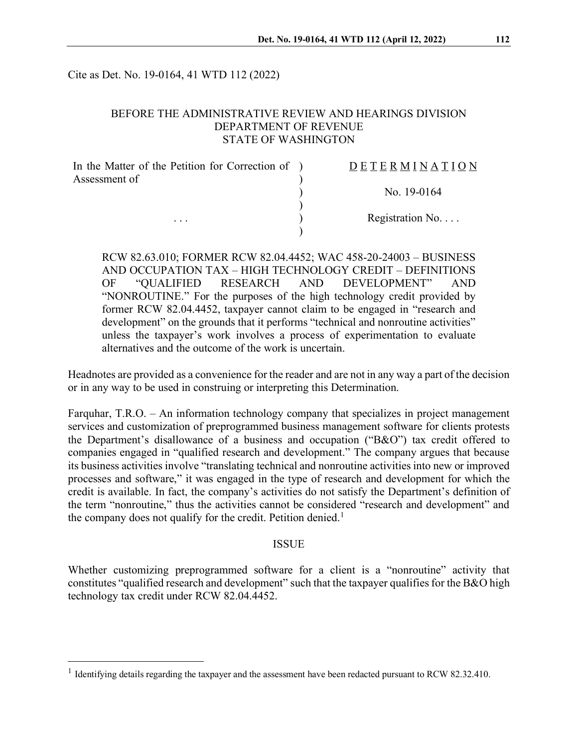Cite as Det. No. 19-0164, 41 WTD 112 (2022)

BEFORE THE ADMINISTRATIVE REVIEW AND HEARINGS DIVISION
DEPARTMENT OF REVENUE
STATE OF WASHINGTON

| | | |
|---|---|---|
| In the Matter of the Petition for Correction of Assessment of | ) | DETERMINATION |
| | ) | |
| | ) | No. 19-0164 |
| | ) | |
| . . . | ) | Registration No. . . . |
| | ) | |

RCW 82.63.010; FORMER RCW 82.04.4452; WAC 458-20-24003 – BUSINESS AND OCCUPATION TAX – HIGH TECHNOLOGY CREDIT – DEFINITIONS OF "QUALIFIED RESEARCH AND DEVELOPMENT" AND "NONROUTINE." For the purposes of the high technology credit provided by former RCW 82.04.4452, taxpayer cannot claim to be engaged in "research and development" on the grounds that it performs "technical and nonroutine activities" unless the taxpayer's work involves a process of experimentation to evaluate alternatives and the outcome of the work is uncertain.

Headnotes are provided as a convenience for the reader and are not in any way a part of the decision or in any way to be used in construing or interpreting this Determination.

Farquhar, T.R.O. – An information technology company that specializes in project management services and customization of preprogrammed business management software for clients protests the Department's disallowance of a business and occupation ("B&O") tax credit offered to companies engaged in "qualified research and development." The company argues that because its business activities involve "translating technical and nonroutine activities into new or improved processes and software," it was engaged in the type of research and development for which the credit is available. In fact, the company's activities do not satisfy the Department's definition of the term "nonroutine," thus the activities cannot be considered "research and development" and the company does not qualify for the credit. Petition denied.[1]

## ISSUE

Whether customizing preprogrammed software for a client is a "nonroutine" activity that constitutes "qualified research and development" such that the taxpayer qualifies for the B&O high technology tax credit under RCW 82.04.4452.

---

[1] Identifying details regarding the taxpayer and the assessment have been redacted pursuant to RCW 82.32.410.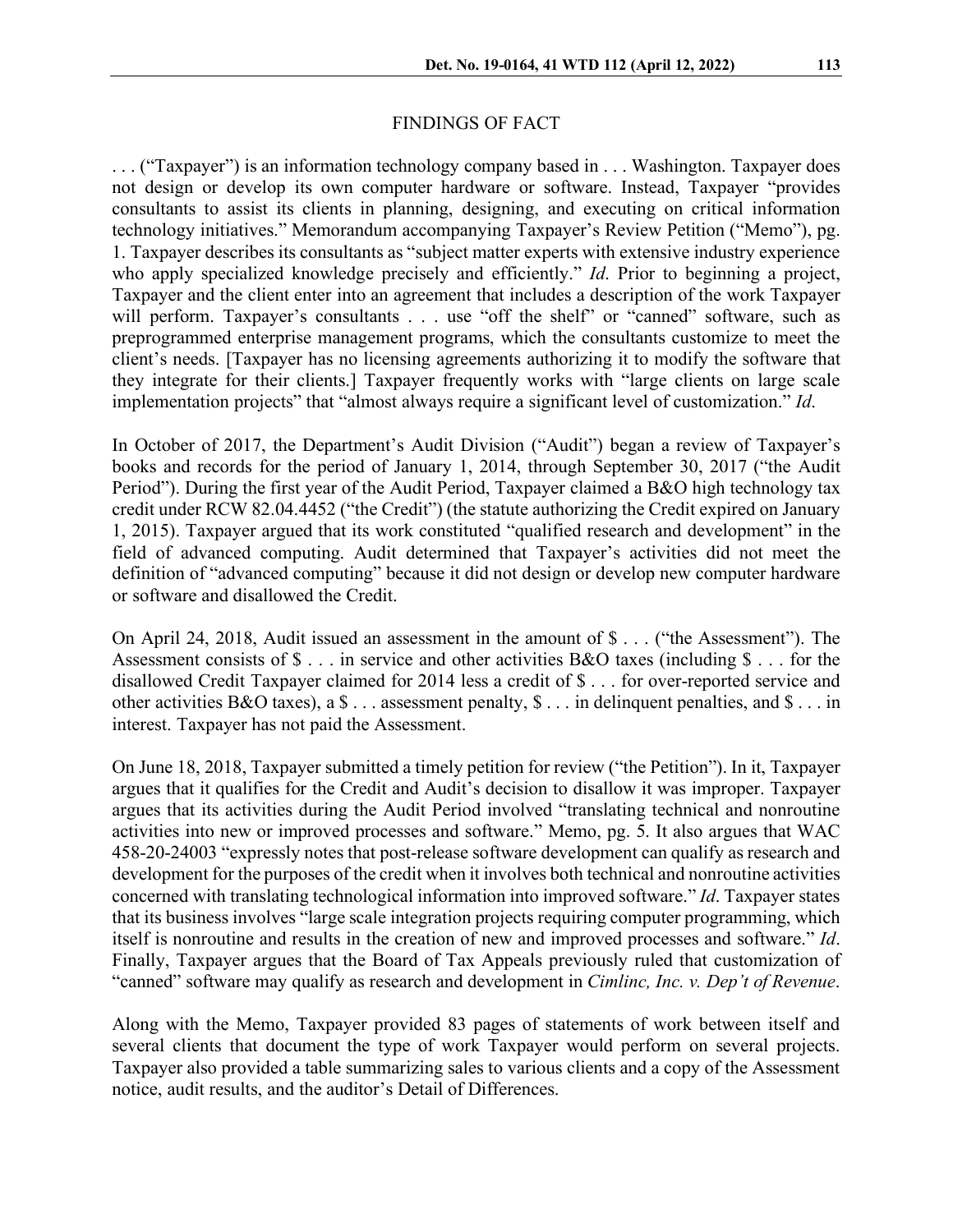## FINDINGS OF FACT

. . . ("Taxpayer") is an information technology company based in . . . Washington. Taxpayer does not design or develop its own computer hardware or software. Instead, Taxpayer "provides consultants to assist its clients in planning, designing, and executing on critical information technology initiatives." Memorandum accompanying Taxpayer's Review Petition ("Memo"), pg. 1. Taxpayer describes its consultants as "subject matter experts with extensive industry experience who apply specialized knowledge precisely and efficiently." *Id*. Prior to beginning a project, Taxpayer and the client enter into an agreement that includes a description of the work Taxpayer will perform. Taxpayer's consultants . . . use "off the shelf" or "canned" software, such as preprogrammed enterprise management programs, which the consultants customize to meet the client's needs. [Taxpayer has no licensing agreements authorizing it to modify the software that they integrate for their clients.] Taxpayer frequently works with "large clients on large scale implementation projects" that "almost always require a significant level of customization." *Id*.

In October of 2017, the Department's Audit Division ("Audit") began a review of Taxpayer's books and records for the period of January 1, 2014, through September 30, 2017 ("the Audit Period"). During the first year of the Audit Period, Taxpayer claimed a B&O high technology tax credit under RCW 82.04.4452 ("the Credit") (the statute authorizing the Credit expired on January 1, 2015). Taxpayer argued that its work constituted "qualified research and development" in the field of advanced computing. Audit determined that Taxpayer's activities did not meet the definition of "advanced computing" because it did not design or develop new computer hardware or software and disallowed the Credit.

On April 24, 2018, Audit issued an assessment in the amount of $ . . . ("the Assessment"). The Assessment consists of $ . . . in service and other activities B&O taxes (including $ . . . for the disallowed Credit Taxpayer claimed for 2014 less a credit of $ . . . for over-reported service and other activities B&O taxes), a $ . . . assessment penalty, $ . . . in delinquent penalties, and $ . . . in interest. Taxpayer has not paid the Assessment.

On June 18, 2018, Taxpayer submitted a timely petition for review ("the Petition"). In it, Taxpayer argues that it qualifies for the Credit and Audit's decision to disallow it was improper. Taxpayer argues that its activities during the Audit Period involved "translating technical and nonroutine activities into new or improved processes and software." Memo, pg. 5. It also argues that WAC 458-20-24003 "expressly notes that post-release software development can qualify as research and development for the purposes of the credit when it involves both technical and nonroutine activities concerned with translating technological information into improved software." *Id*. Taxpayer states that its business involves "large scale integration projects requiring computer programming, which itself is nonroutine and results in the creation of new and improved processes and software." *Id*. Finally, Taxpayer argues that the Board of Tax Appeals previously ruled that customization of "canned" software may qualify as research and development in *Cimlinc, Inc. v. Dep't of Revenue*.

Along with the Memo, Taxpayer provided 83 pages of statements of work between itself and several clients that document the type of work Taxpayer would perform on several projects. Taxpayer also provided a table summarizing sales to various clients and a copy of the Assessment notice, audit results, and the auditor's Detail of Differences.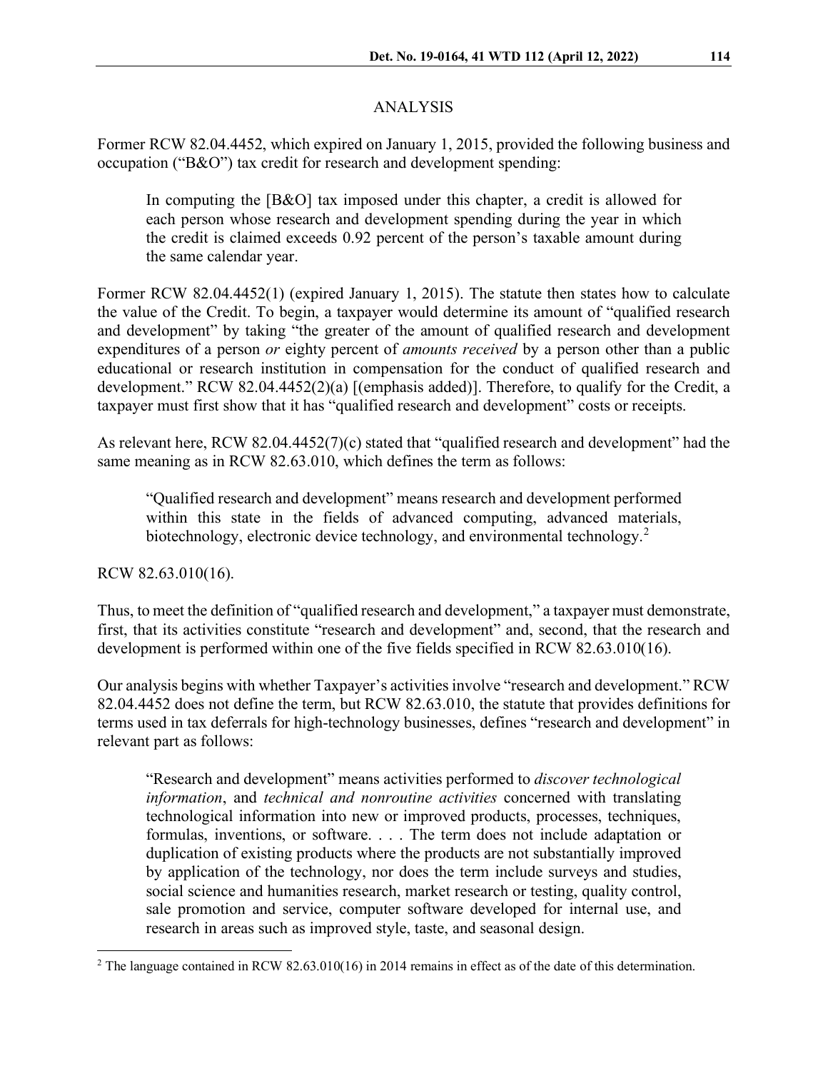## ANALYSIS

Former RCW 82.04.4452, which expired on January 1, 2015, provided the following business and occupation ("B&O") tax credit for research and development spending:

> In computing the [B&O] tax imposed under this chapter, a credit is allowed for each person whose research and development spending during the year in which the credit is claimed exceeds 0.92 percent of the person's taxable amount during the same calendar year.

Former RCW 82.04.4452(1) (expired January 1, 2015). The statute then states how to calculate the value of the Credit. To begin, a taxpayer would determine its amount of "qualified research and development" by taking "the greater of the amount of qualified research and development expenditures of a person *or* eighty percent of *amounts received* by a person other than a public educational or research institution in compensation for the conduct of qualified research and development." RCW 82.04.4452(2)(a) [(emphasis added)]. Therefore, to qualify for the Credit, a taxpayer must first show that it has "qualified research and development" costs or receipts.

As relevant here, RCW 82.04.4452(7)(c) stated that "qualified research and development" had the same meaning as in RCW 82.63.010, which defines the term as follows:

> "Qualified research and development" means research and development performed within this state in the fields of advanced computing, advanced materials, biotechnology, electronic device technology, and environmental technology.[2]

RCW 82.63.010(16).

Thus, to meet the definition of "qualified research and development," a taxpayer must demonstrate, first, that its activities constitute "research and development" and, second, that the research and development is performed within one of the five fields specified in RCW 82.63.010(16).

Our analysis begins with whether Taxpayer's activities involve "research and development." RCW 82.04.4452 does not define the term, but RCW 82.63.010, the statute that provides definitions for terms used in tax deferrals for high-technology businesses, defines "research and development" in relevant part as follows:

> "Research and development" means activities performed to *discover technological information*, and *technical and nonroutine activities* concerned with translating technological information into new or improved products, processes, techniques, formulas, inventions, or software. . . . The term does not include adaptation or duplication of existing products where the products are not substantially improved by application of the technology, nor does the term include surveys and studies, social science and humanities research, market research or testing, quality control, sale promotion and service, computer software developed for internal use, and research in areas such as improved style, taste, and seasonal design.

---

[2] The language contained in RCW 82.63.010(16) in 2014 remains in effect as of the date of this determination.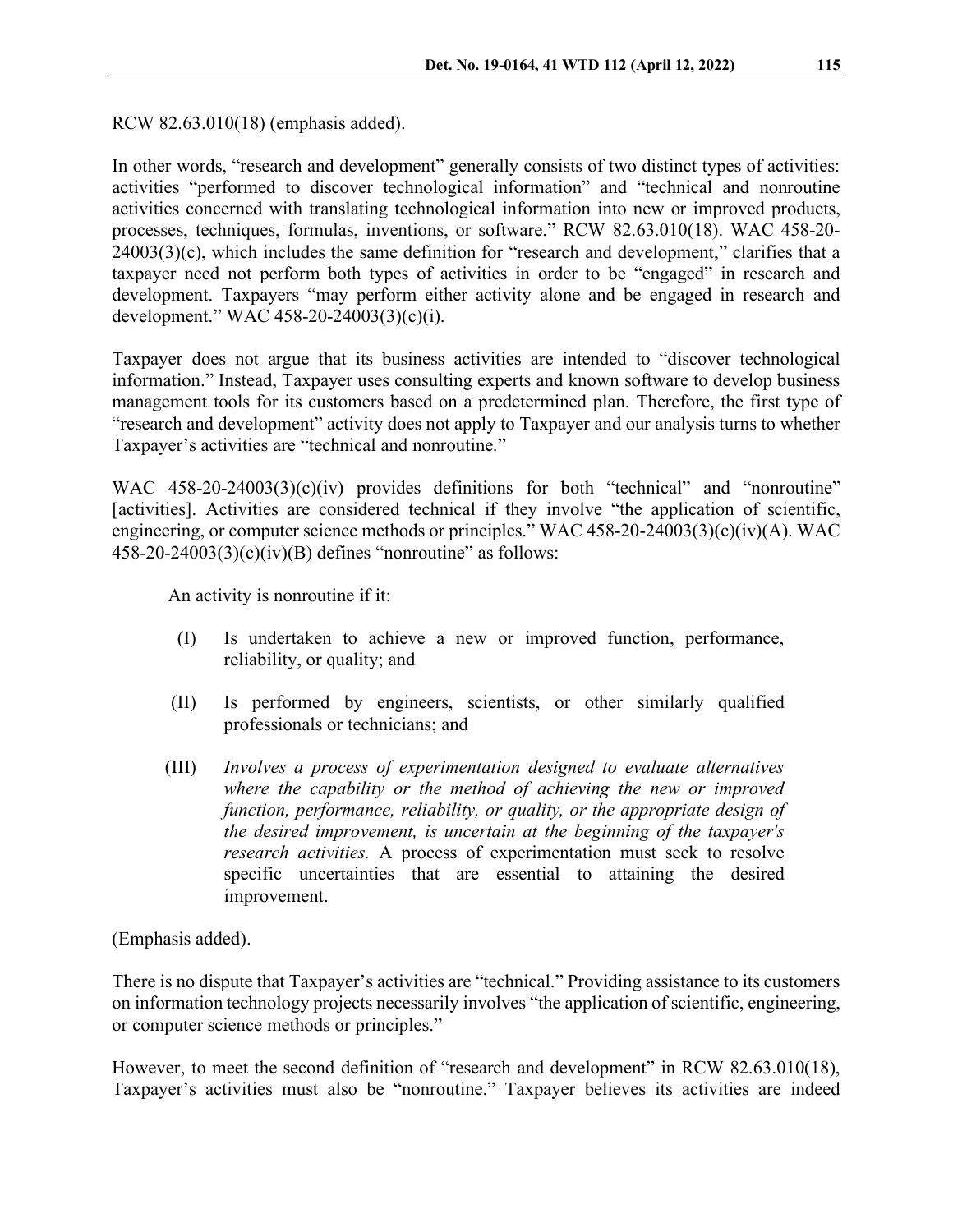RCW 82.63.010(18) (emphasis added).

In other words, "research and development" generally consists of two distinct types of activities: activities "performed to discover technological information" and "technical and nonroutine activities concerned with translating technological information into new or improved products, processes, techniques, formulas, inventions, or software." RCW 82.63.010(18). WAC 458-20-24003(3)(c), which includes the same definition for "research and development," clarifies that a taxpayer need not perform both types of activities in order to be "engaged" in research and development. Taxpayers "may perform either activity alone and be engaged in research and development." WAC 458-20-24003(3)(c)(i).

Taxpayer does not argue that its business activities are intended to "discover technological information." Instead, Taxpayer uses consulting experts and known software to develop business management tools for its customers based on a predetermined plan. Therefore, the first type of "research and development" activity does not apply to Taxpayer and our analysis turns to whether Taxpayer's activities are "technical and nonroutine."

WAC 458-20-24003(3)(c)(iv) provides definitions for both "technical" and "nonroutine" [activities]. Activities are considered technical if they involve "the application of scientific, engineering, or computer science methods or principles." WAC 458-20-24003(3)(c)(iv)(A). WAC 458-20-24003(3)(c)(iv)(B) defines "nonroutine" as follows:

> An activity is nonroutine if it:
>
> (I) Is undertaken to achieve a new or improved function, performance, reliability, or quality; and
>
> (II) Is performed by engineers, scientists, or other similarly qualified professionals or technicians; and
>
> (III) *Involves a process of experimentation designed to evaluate alternatives where the capability or the method of achieving the new or improved function, performance, reliability, or quality, or the appropriate design of the desired improvement, is uncertain at the beginning of the taxpayer's research activities.* A process of experimentation must seek to resolve specific uncertainties that are essential to attaining the desired improvement.

(Emphasis added).

There is no dispute that Taxpayer's activities are "technical." Providing assistance to its customers on information technology projects necessarily involves "the application of scientific, engineering, or computer science methods or principles."

However, to meet the second definition of "research and development" in RCW 82.63.010(18), Taxpayer's activities must also be "nonroutine." Taxpayer believes its activities are indeed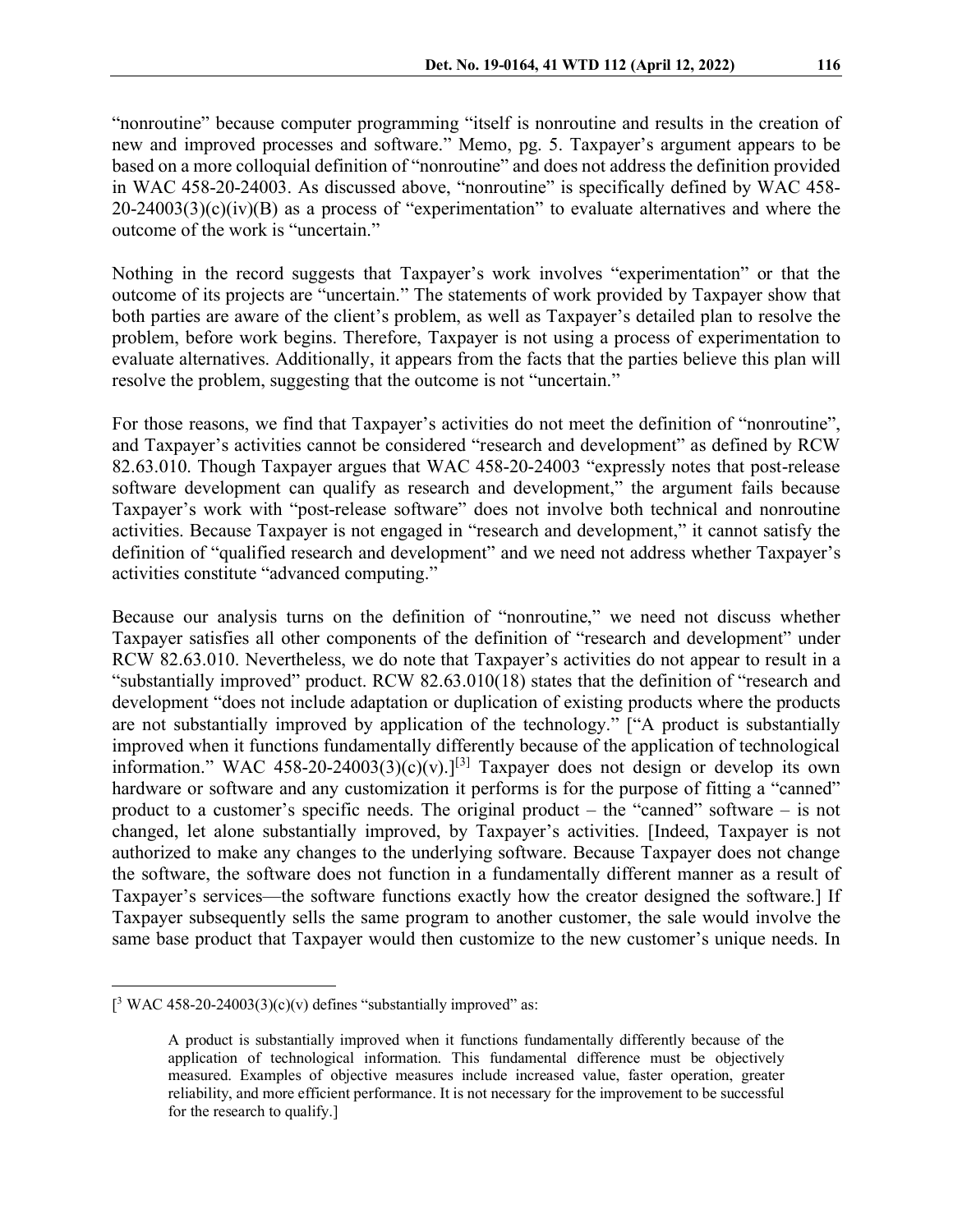"nonroutine" because computer programming "itself is nonroutine and results in the creation of new and improved processes and software." Memo, pg. 5. Taxpayer's argument appears to be based on a more colloquial definition of "nonroutine" and does not address the definition provided in WAC 458-20-24003. As discussed above, "nonroutine" is specifically defined by WAC 458-20-24003(3)(c)(iv)(B) as a process of "experimentation" to evaluate alternatives and where the outcome of the work is "uncertain."

Nothing in the record suggests that Taxpayer's work involves "experimentation" or that the outcome of its projects are "uncertain." The statements of work provided by Taxpayer show that both parties are aware of the client's problem, as well as Taxpayer's detailed plan to resolve the problem, before work begins. Therefore, Taxpayer is not using a process of experimentation to evaluate alternatives. Additionally, it appears from the facts that the parties believe this plan will resolve the problem, suggesting that the outcome is not "uncertain."

For those reasons, we find that Taxpayer's activities do not meet the definition of "nonroutine", and Taxpayer's activities cannot be considered "research and development" as defined by RCW 82.63.010. Though Taxpayer argues that WAC 458-20-24003 "expressly notes that post-release software development can qualify as research and development," the argument fails because Taxpayer's work with "post-release software" does not involve both technical and nonroutine activities. Because Taxpayer is not engaged in "research and development," it cannot satisfy the definition of "qualified research and development" and we need not address whether Taxpayer's activities constitute "advanced computing."

Because our analysis turns on the definition of "nonroutine," we need not discuss whether Taxpayer satisfies all other components of the definition of "research and development" under RCW 82.63.010. Nevertheless, we do note that Taxpayer's activities do not appear to result in a "substantially improved" product. RCW 82.63.010(18) states that the definition of "research and development "does not include adaptation or duplication of existing products where the products are not substantially improved by application of the technology." ["A product is substantially improved when it functions fundamentally differently because of the application of technological information." WAC 458-20-24003(3)(c)(v).][3] Taxpayer does not design or develop its own hardware or software and any customization it performs is for the purpose of fitting a "canned" product to a customer's specific needs. The original product – the "canned" software – is not changed, let alone substantially improved, by Taxpayer's activities. [Indeed, Taxpayer is not authorized to make any changes to the underlying software. Because Taxpayer does not change the software, the software does not function in a fundamentally different manner as a result of Taxpayer's services—the software functions exactly how the creator designed the software.] If Taxpayer subsequently sells the same program to another customer, the sale would involve the same base product that Taxpayer would then customize to the new customer's unique needs. In

---

[[3] WAC 458-20-24003(3)(c)(v) defines "substantially improved" as:

> A product is substantially improved when it functions fundamentally differently because of the application of technological information. This fundamental difference must be objectively measured. Examples of objective measures include increased value, faster operation, greater reliability, and more efficient performance. It is not necessary for the improvement to be successful for the research to qualify.]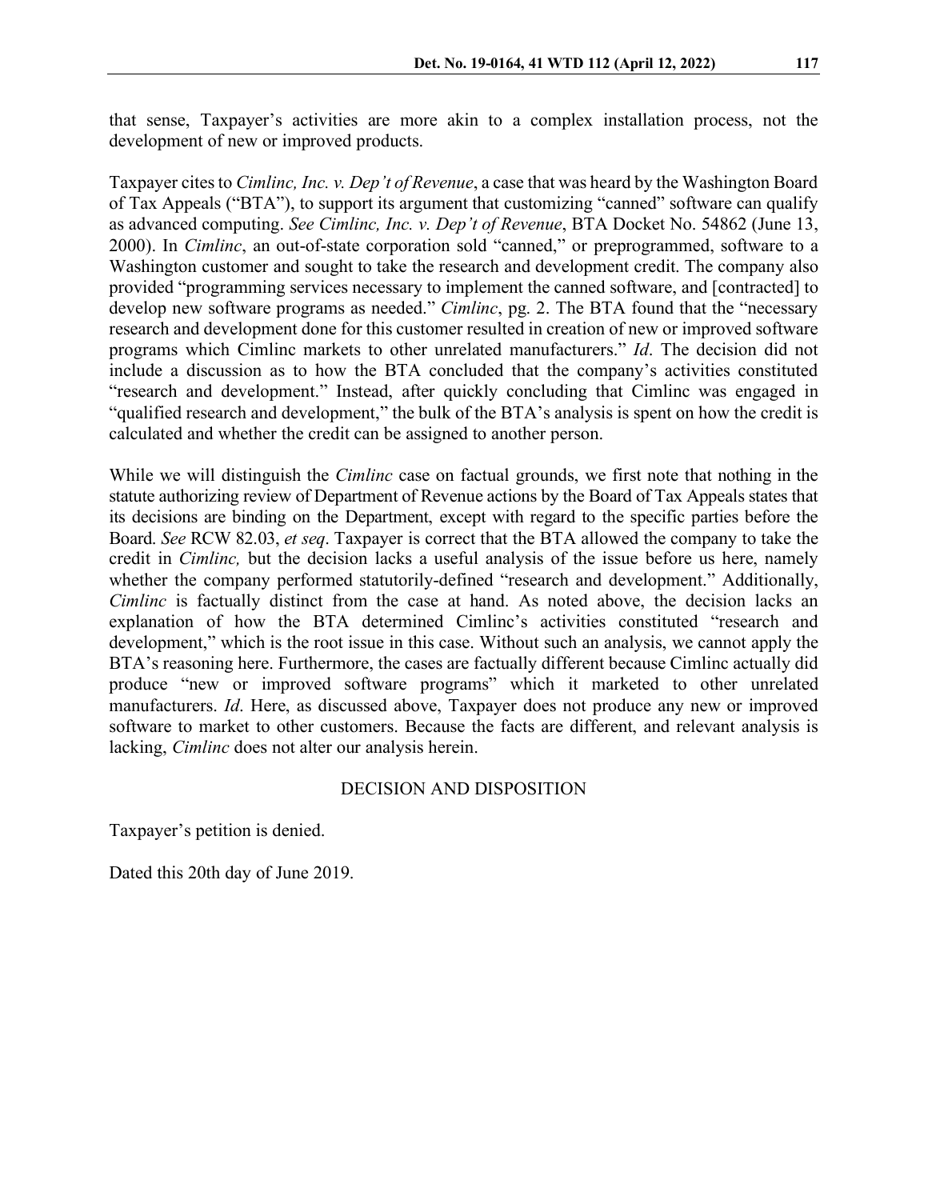that sense, Taxpayer's activities are more akin to a complex installation process, not the development of new or improved products.

Taxpayer cites to *Cimlinc, Inc. v. Dep't of Revenue*, a case that was heard by the Washington Board of Tax Appeals ("BTA"), to support its argument that customizing "canned" software can qualify as advanced computing. *See Cimlinc, Inc. v. Dep't of Revenue*, BTA Docket No. 54862 (June 13, 2000). In *Cimlinc*, an out-of-state corporation sold "canned," or preprogrammed, software to a Washington customer and sought to take the research and development credit. The company also provided "programming services necessary to implement the canned software, and [contracted] to develop new software programs as needed." *Cimlinc*, pg. 2. The BTA found that the "necessary research and development done for this customer resulted in creation of new or improved software programs which Cimlinc markets to other unrelated manufacturers." *Id*. The decision did not include a discussion as to how the BTA concluded that the company's activities constituted "research and development." Instead, after quickly concluding that Cimlinc was engaged in "qualified research and development," the bulk of the BTA's analysis is spent on how the credit is calculated and whether the credit can be assigned to another person.

While we will distinguish the *Cimlinc* case on factual grounds, we first note that nothing in the statute authorizing review of Department of Revenue actions by the Board of Tax Appeals states that its decisions are binding on the Department, except with regard to the specific parties before the Board. *See* RCW 82.03, *et seq*. Taxpayer is correct that the BTA allowed the company to take the credit in *Cimlinc,* but the decision lacks a useful analysis of the issue before us here, namely whether the company performed statutorily-defined "research and development." Additionally, *Cimlinc* is factually distinct from the case at hand. As noted above, the decision lacks an explanation of how the BTA determined Cimlinc's activities constituted "research and development," which is the root issue in this case. Without such an analysis, we cannot apply the BTA's reasoning here. Furthermore, the cases are factually different because Cimlinc actually did produce "new or improved software programs" which it marketed to other unrelated manufacturers. *Id*. Here, as discussed above, Taxpayer does not produce any new or improved software to market to other customers. Because the facts are different, and relevant analysis is lacking, *Cimlinc* does not alter our analysis herein.

## DECISION AND DISPOSITION

Taxpayer's petition is denied.

Dated this 20th day of June 2019.